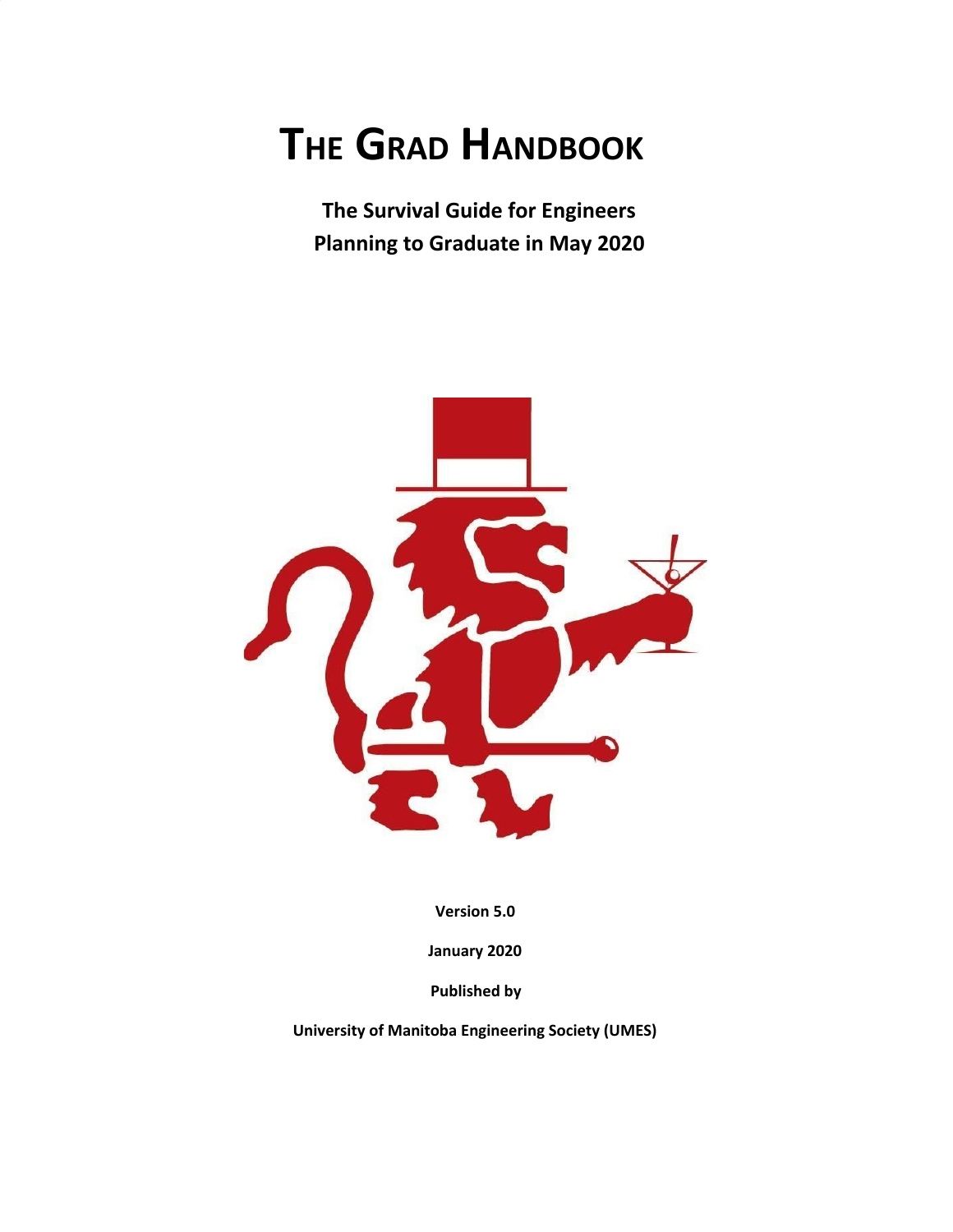# The Grad Handbook

**The Survival Guide for Engineers Planning to Graduate in May 2020**

**Version 5.0**

**January 2020**

**Published by**

**University of Manitoba Engineering Society (UMES)**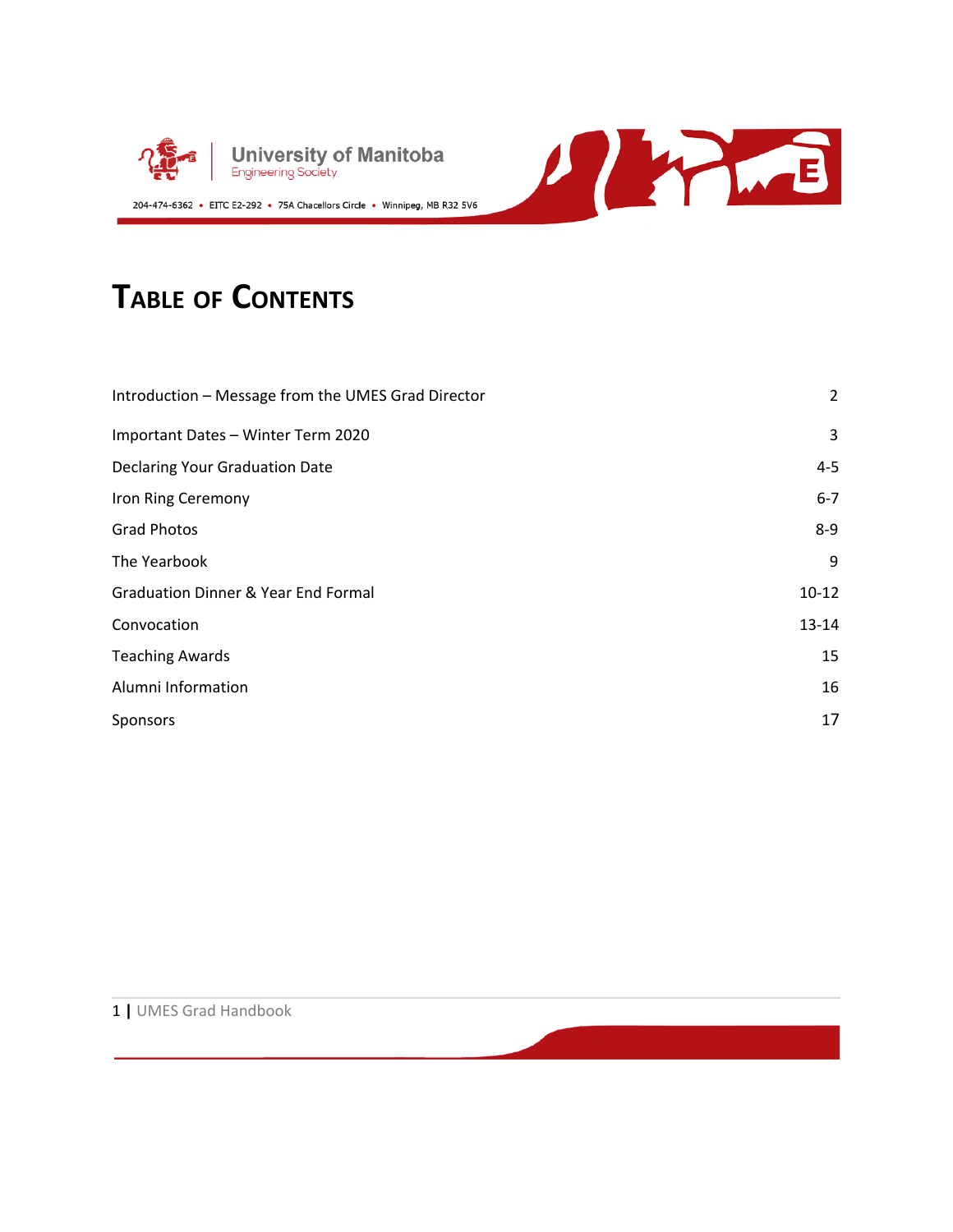University of Manitoba
Engineering Society

204-474-6362 • EITC E2-292 • 75A Chacellors Circle • Winnipeg, MB R32 5V6

# Table of Contents

| | |
|---|---|
| Introduction – Message from the UMES Grad Director | 2 |
| Important Dates – Winter Term 2020 | 3 |
| Declaring Your Graduation Date | 4-5 |
| Iron Ring Ceremony | 6-7 |
| Grad Photos | 8-9 |
| The Yearbook | 9 |
| Graduation Dinner & Year End Formal | 10-12 |
| Convocation | 13-14 |
| Teaching Awards | 15 |
| Alumni Information | 16 |
| Sponsors | 17 |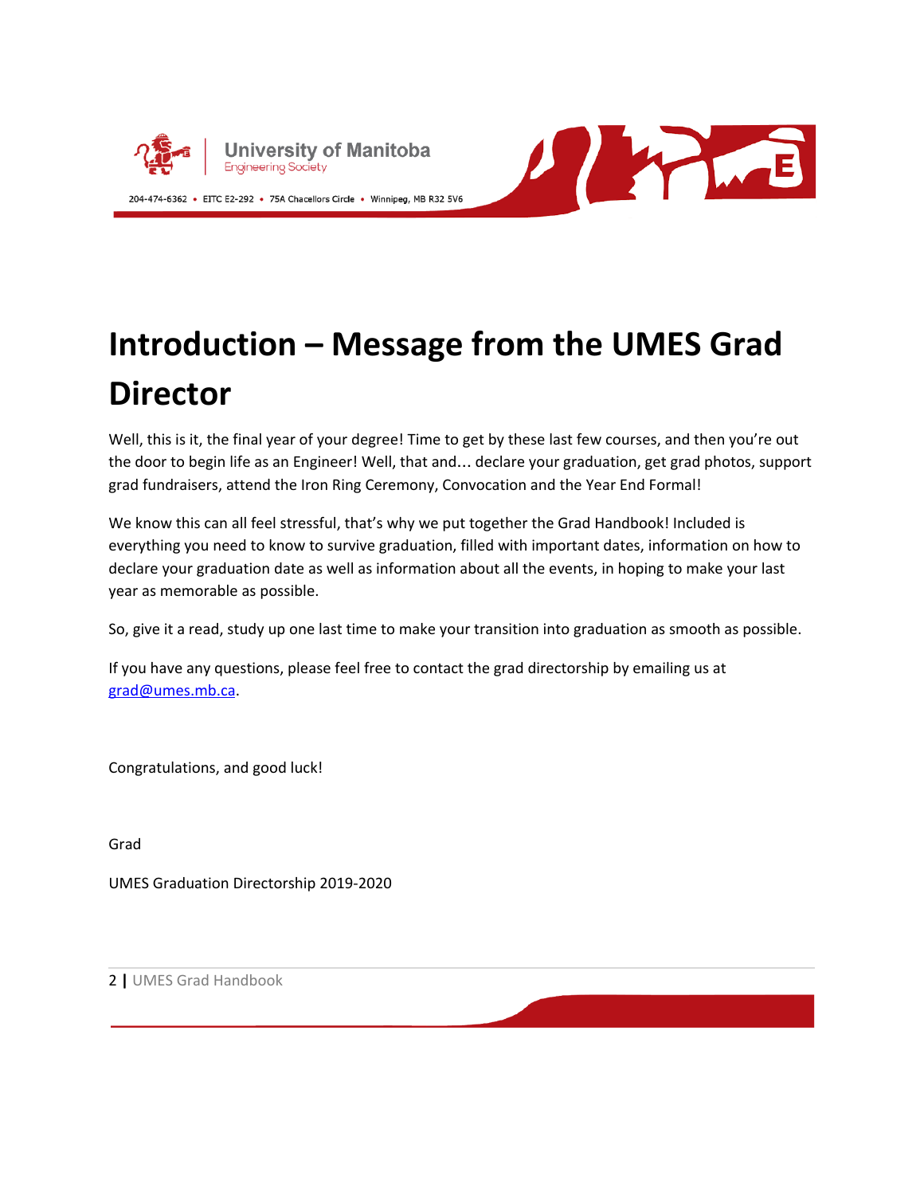# Introduction – Message from the UMES Grad Director

Well, this is it, the final year of your degree! Time to get by these last few courses, and then you're out the door to begin life as an Engineer! Well, that and… declare your graduation, get grad photos, support grad fundraisers, attend the Iron Ring Ceremony, Convocation and the Year End Formal!

We know this can all feel stressful, that's why we put together the Grad Handbook! Included is everything you need to know to survive graduation, filled with important dates, information on how to declare your graduation date as well as information about all the events, in hoping to make your last year as memorable as possible.

So, give it a read, study up one last time to make your transition into graduation as smooth as possible.

If you have any questions, please feel free to contact the grad directorship by emailing us at grad@umes.mb.ca.

Congratulations, and good luck!

Grad

UMES Graduation Directorship 2019-2020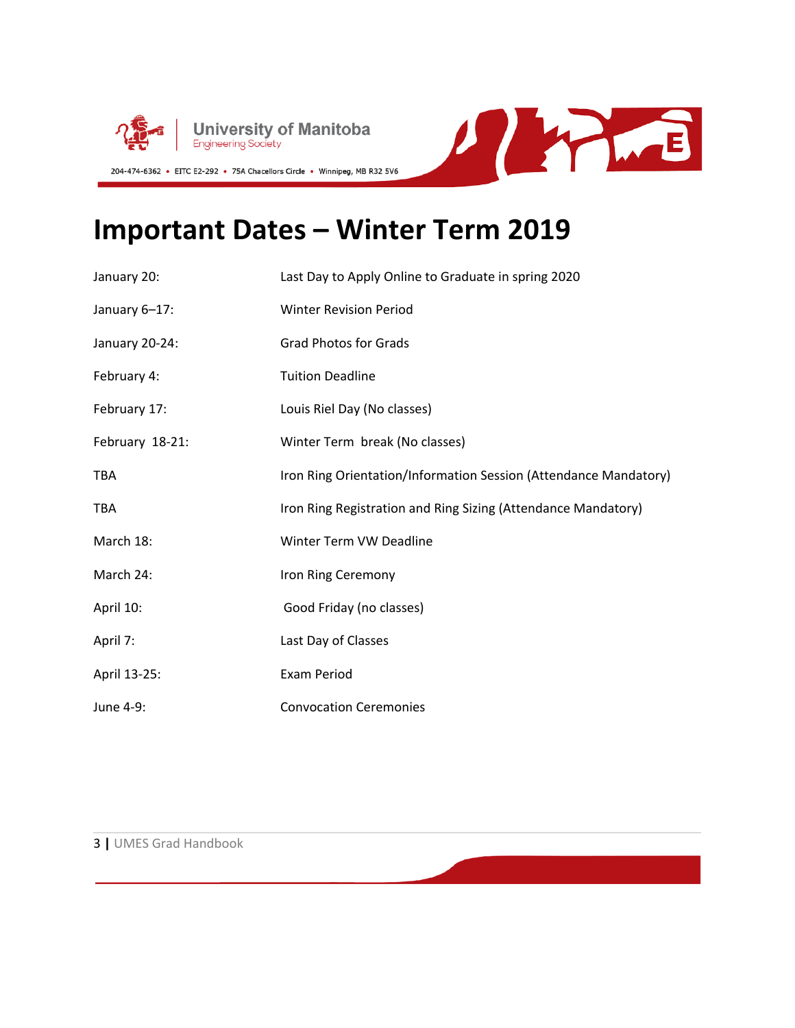# Important Dates – Winter Term 2019

| | |
|---|---|
| January 20: | Last Day to Apply Online to Graduate in spring 2020 |
| January 6–17: | Winter Revision Period |
| January 20-24: | Grad Photos for Grads |
| February 4: | Tuition Deadline |
| February 17: | Louis Riel Day (No classes) |
| February 18-21: | Winter Term break (No classes) |
| TBA | Iron Ring Orientation/Information Session (Attendance Mandatory) |
| TBA | Iron Ring Registration and Ring Sizing (Attendance Mandatory) |
| March 18: | Winter Term VW Deadline |
| March 24: | Iron Ring Ceremony |
| April 10: | Good Friday (no classes) |
| April 7: | Last Day of Classes |
| April 13-25: | Exam Period |
| June 4-9: | Convocation Ceremonies |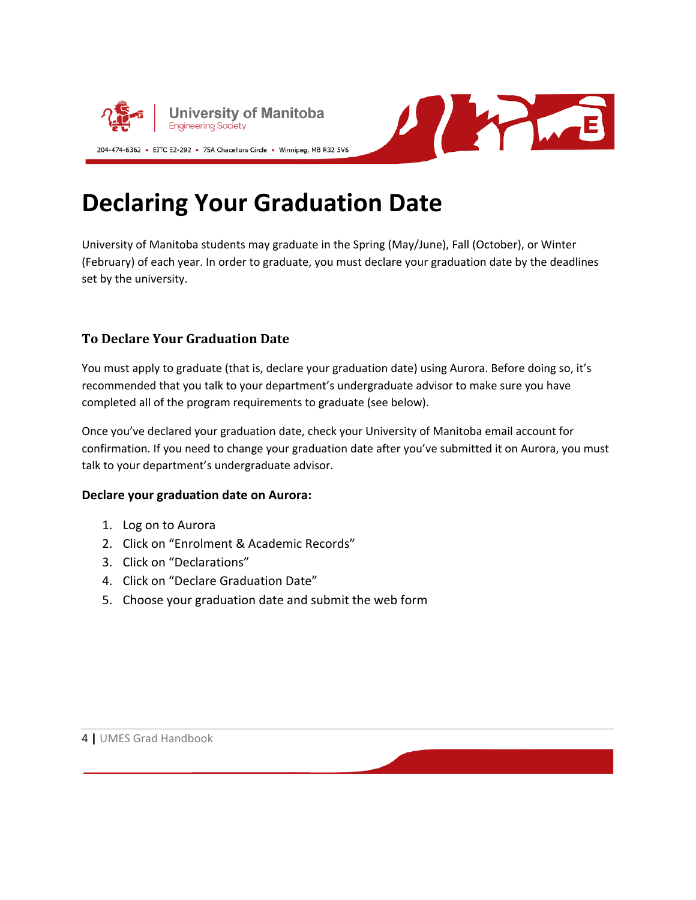# Declaring Your Graduation Date

University of Manitoba students may graduate in the Spring (May/June), Fall (October), or Winter (February) of each year. In order to graduate, you must declare your graduation date by the deadlines set by the university.

### To Declare Your Graduation Date

You must apply to graduate (that is, declare your graduation date) using Aurora. Before doing so, it's recommended that you talk to your department's undergraduate advisor to make sure you have completed all of the program requirements to graduate (see below).

Once you've declared your graduation date, check your University of Manitoba email account for confirmation. If you need to change your graduation date after you've submitted it on Aurora, you must talk to your department's undergraduate advisor.

**Declare your graduation date on Aurora:**

1. Log on to Aurora
2. Click on "Enrolment & Academic Records"
3. Click on "Declarations"
4. Click on "Declare Graduation Date"
5. Choose your graduation date and submit the web form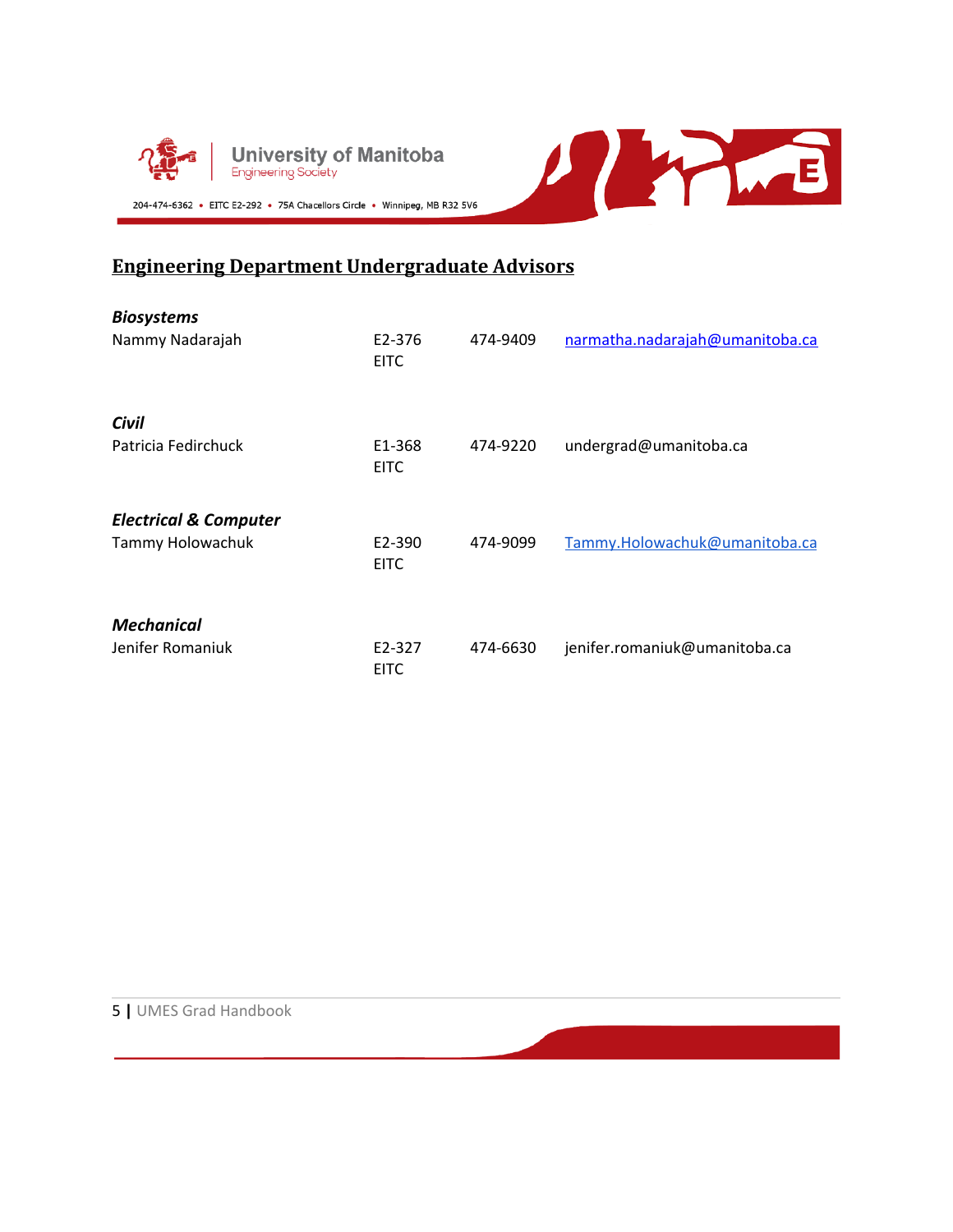## Engineering Department Undergraduate Advisors

***Biosystems***

| | | | |
|---|---|---|---|
| Nammy Nadarajah | E2-376 EITC | 474-9409 | narmatha.nadarajah@umanitoba.ca |

***Civil***

| | | | |
|---|---|---|---|
| Patricia Fedirchuck | E1-368 EITC | 474-9220 | undergrad@umanitoba.ca |

***Electrical & Computer***

| | | | |
|---|---|---|---|
| Tammy Holowachuk | E2-390 EITC | 474-9099 | Tammy.Holowachuk@umanitoba.ca |

***Mechanical***

| | | | |
|---|---|---|---|
| Jenifer Romaniuk | E2-327 EITC | 474-6630 | jenifer.romaniuk@umanitoba.ca |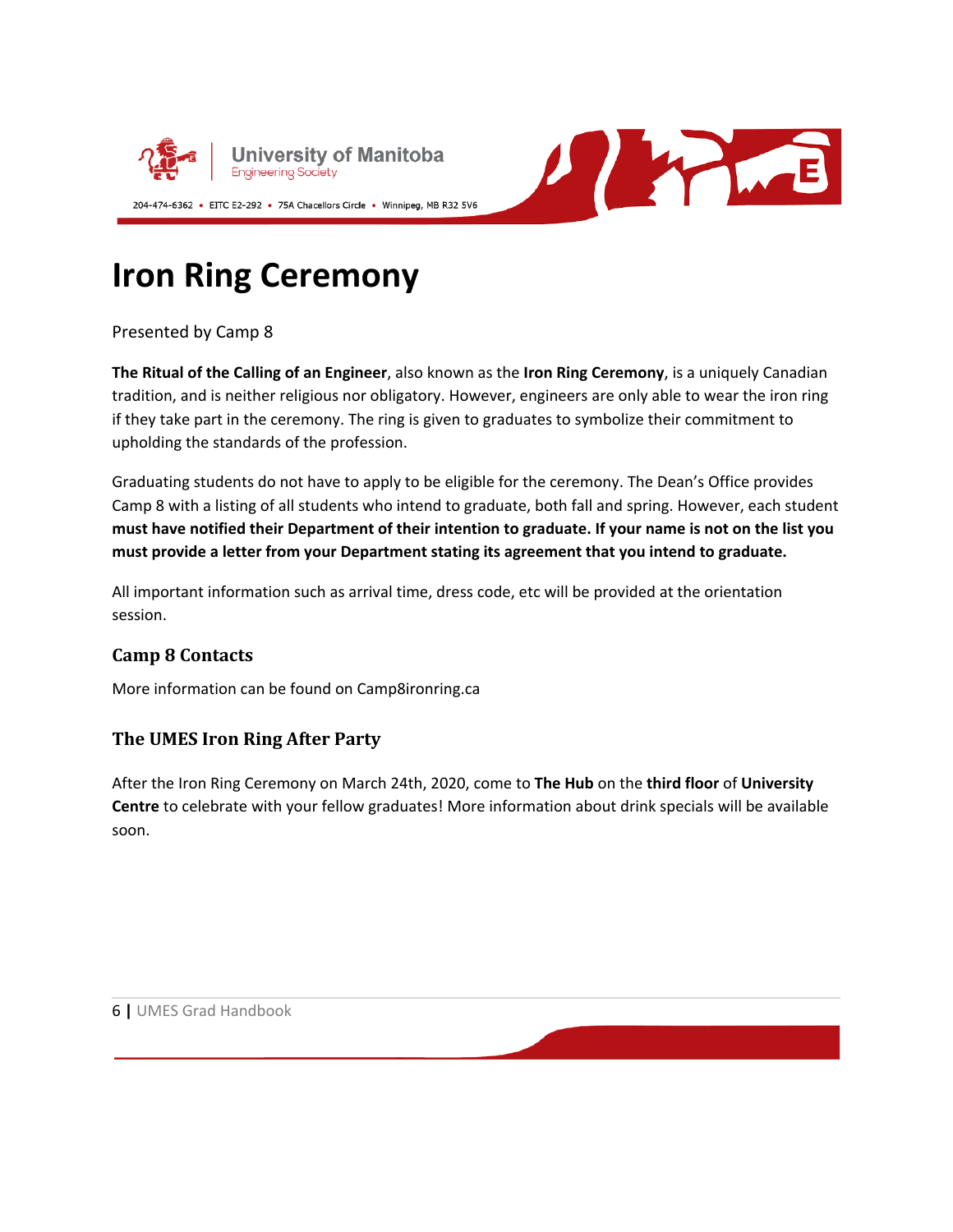# Iron Ring Ceremony

Presented by Camp 8

**The Ritual of the Calling of an Engineer**, also known as the **Iron Ring Ceremony**, is a uniquely Canadian tradition, and is neither religious nor obligatory. However, engineers are only able to wear the iron ring if they take part in the ceremony. The ring is given to graduates to symbolize their commitment to upholding the standards of the profession.

Graduating students do not have to apply to be eligible for the ceremony. The Dean's Office provides Camp 8 with a listing of all students who intend to graduate, both fall and spring. However, each student **must have notified their Department of their intention to graduate. If your name is not on the list you must provide a letter from your Department stating its agreement that you intend to graduate.**

All important information such as arrival time, dress code, etc will be provided at the orientation session.

## Camp 8 Contacts

More information can be found on Camp8ironring.ca

## The UMES Iron Ring After Party

After the Iron Ring Ceremony on March 24th, 2020, come to **The Hub** on the **third floor** of **University Centre** to celebrate with your fellow graduates! More information about drink specials will be available soon.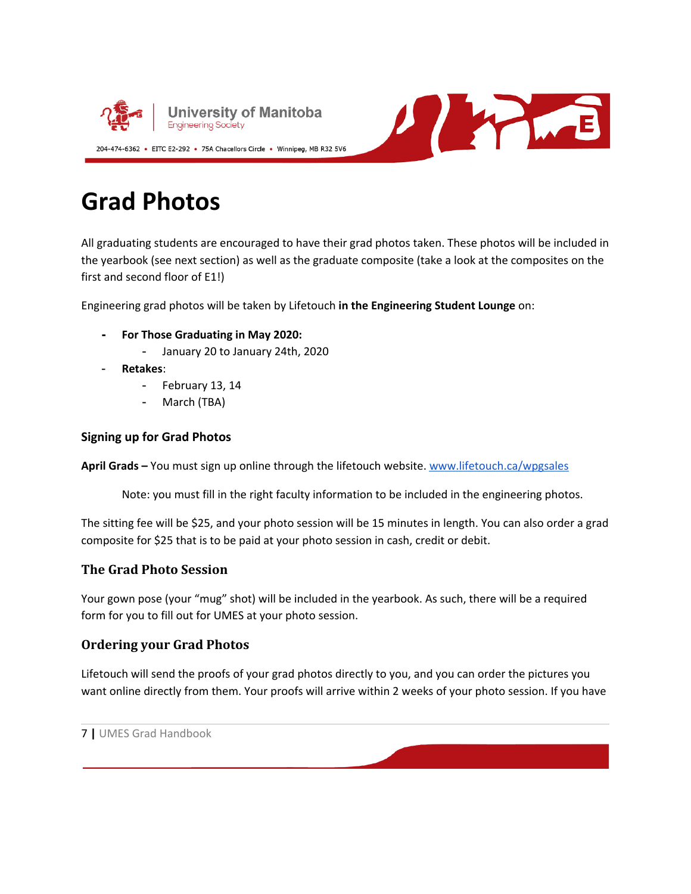# Grad Photos

All graduating students are encouraged to have their grad photos taken. These photos will be included in the yearbook (see next section) as well as the graduate composite (take a look at the composites on the first and second floor of E1!)

Engineering grad photos will be taken by Lifetouch **in the Engineering Student Lounge** on:

- **For Those Graduating in May 2020:**
  - January 20 to January 24th, 2020
- **Retakes**:
  - February 13, 14
  - March (TBA)

### Signing up for Grad Photos

**April Grads –** You must sign up online through the lifetouch website. [www.lifetouch.ca/wpgsales](www.lifetouch.ca/wpgsales)

Note: you must fill in the right faculty information to be included in the engineering photos.

The sitting fee will be $25, and your photo session will be 15 minutes in length. You can also order a grad composite for $25 that is to be paid at your photo session in cash, credit or debit.

### The Grad Photo Session

Your gown pose (your "mug" shot) will be included in the yearbook. As such, there will be a required form for you to fill out for UMES at your photo session.

### Ordering your Grad Photos

Lifetouch will send the proofs of your grad photos directly to you, and you can order the pictures you want online directly from them. Your proofs will arrive within 2 weeks of your photo session. If you have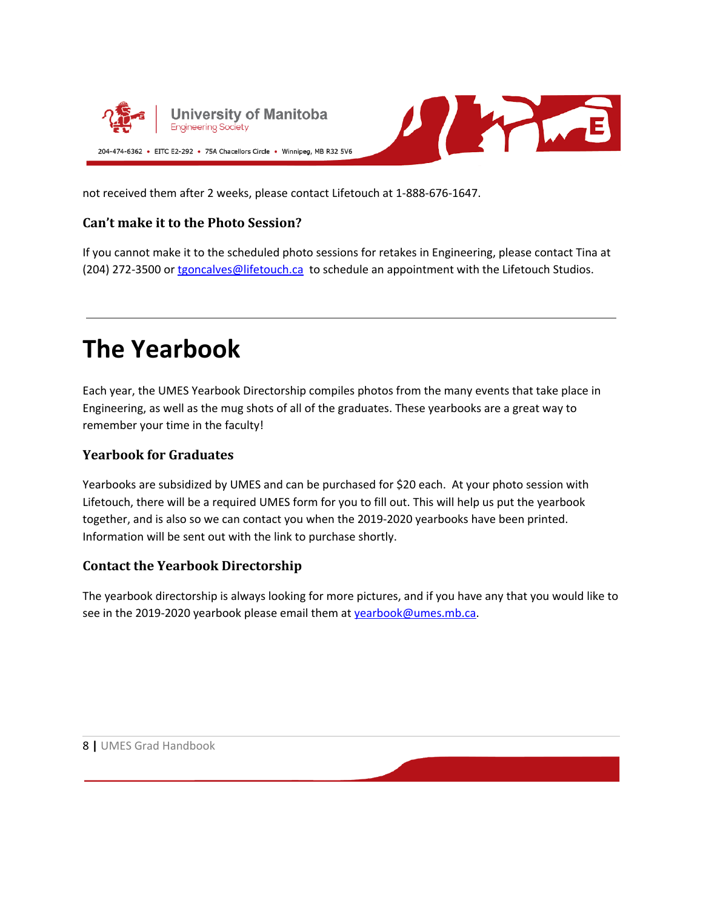not received them after 2 weeks, please contact Lifetouch at 1-888-676-1647.

### Can't make it to the Photo Session?

If you cannot make it to the scheduled photo sessions for retakes in Engineering, please contact Tina at (204) 272-3500 or tgoncalves@lifetouch.ca to schedule an appointment with the Lifetouch Studios.

---

# The Yearbook

Each year, the UMES Yearbook Directorship compiles photos from the many events that take place in Engineering, as well as the mug shots of all of the graduates. These yearbooks are a great way to remember your time in the faculty!

### Yearbook for Graduates

Yearbooks are subsidized by UMES and can be purchased for $20 each. At your photo session with Lifetouch, there will be a required UMES form for you to fill out. This will help us put the yearbook together, and is also so we can contact you when the 2019-2020 yearbooks have been printed. Information will be sent out with the link to purchase shortly.

### Contact the Yearbook Directorship

The yearbook directorship is always looking for more pictures, and if you have any that you would like to see in the 2019-2020 yearbook please email them at yearbook@umes.mb.ca.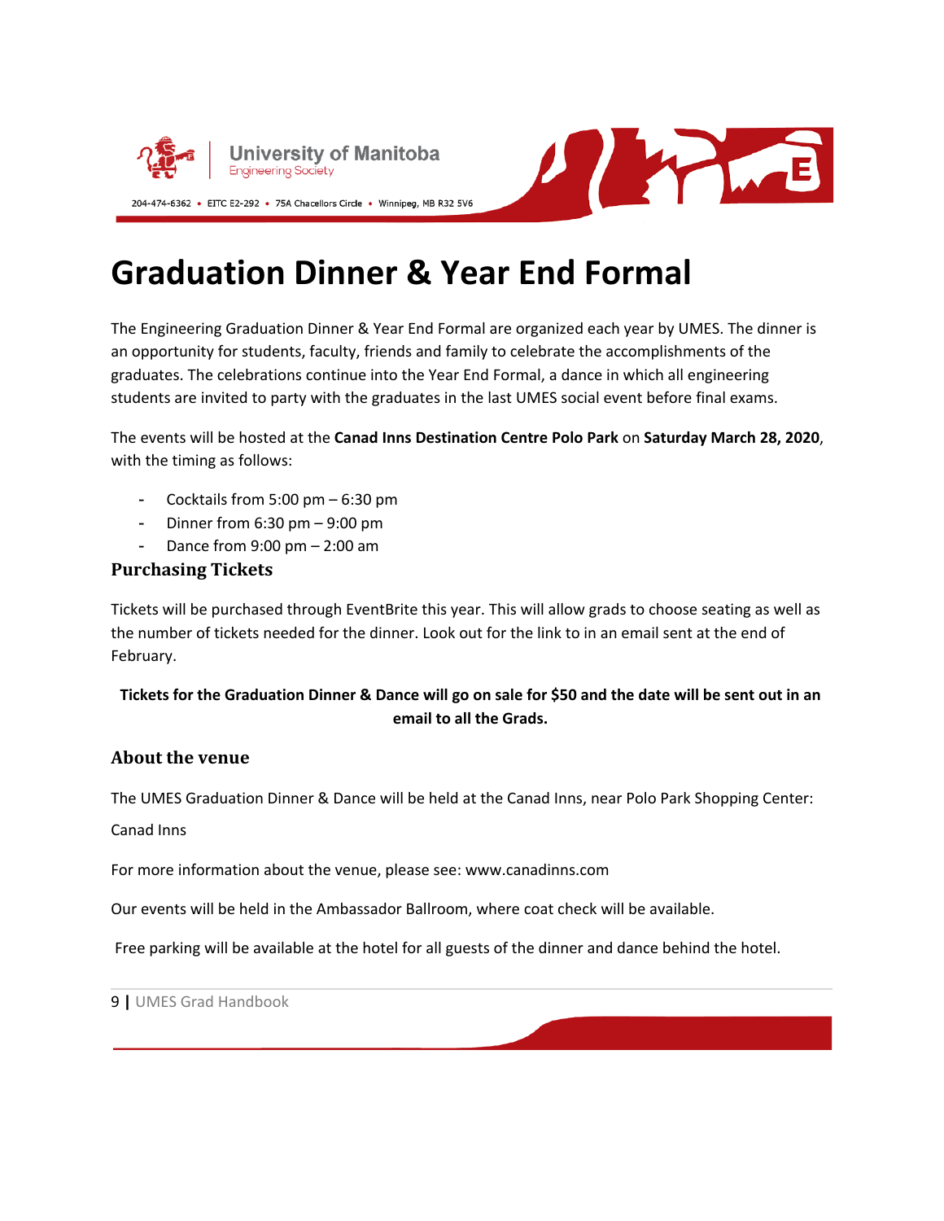# Graduation Dinner & Year End Formal

The Engineering Graduation Dinner & Year End Formal are organized each year by UMES. The dinner is an opportunity for students, faculty, friends and family to celebrate the accomplishments of the graduates. The celebrations continue into the Year End Formal, a dance in which all engineering students are invited to party with the graduates in the last UMES social event before final exams.

The events will be hosted at the **Canad Inns Destination Centre Polo Park** on **Saturday March 28, 2020**, with the timing as follows:

- Cocktails from 5:00 pm – 6:30 pm
- Dinner from 6:30 pm – 9:00 pm
- Dance from 9:00 pm – 2:00 am

### Purchasing Tickets

Tickets will be purchased through EventBrite this year. This will allow grads to choose seating as well as the number of tickets needed for the dinner. Look out for the link to in an email sent at the end of February.

**Tickets for the Graduation Dinner & Dance will go on sale for $50 and the date will be sent out in an email to all the Grads.**

### About the venue

The UMES Graduation Dinner & Dance will be held at the Canad Inns, near Polo Park Shopping Center:

Canad Inns

For more information about the venue, please see: www.canadinns.com

Our events will be held in the Ambassador Ballroom, where coat check will be available.

Free parking will be available at the hotel for all guests of the dinner and dance behind the hotel.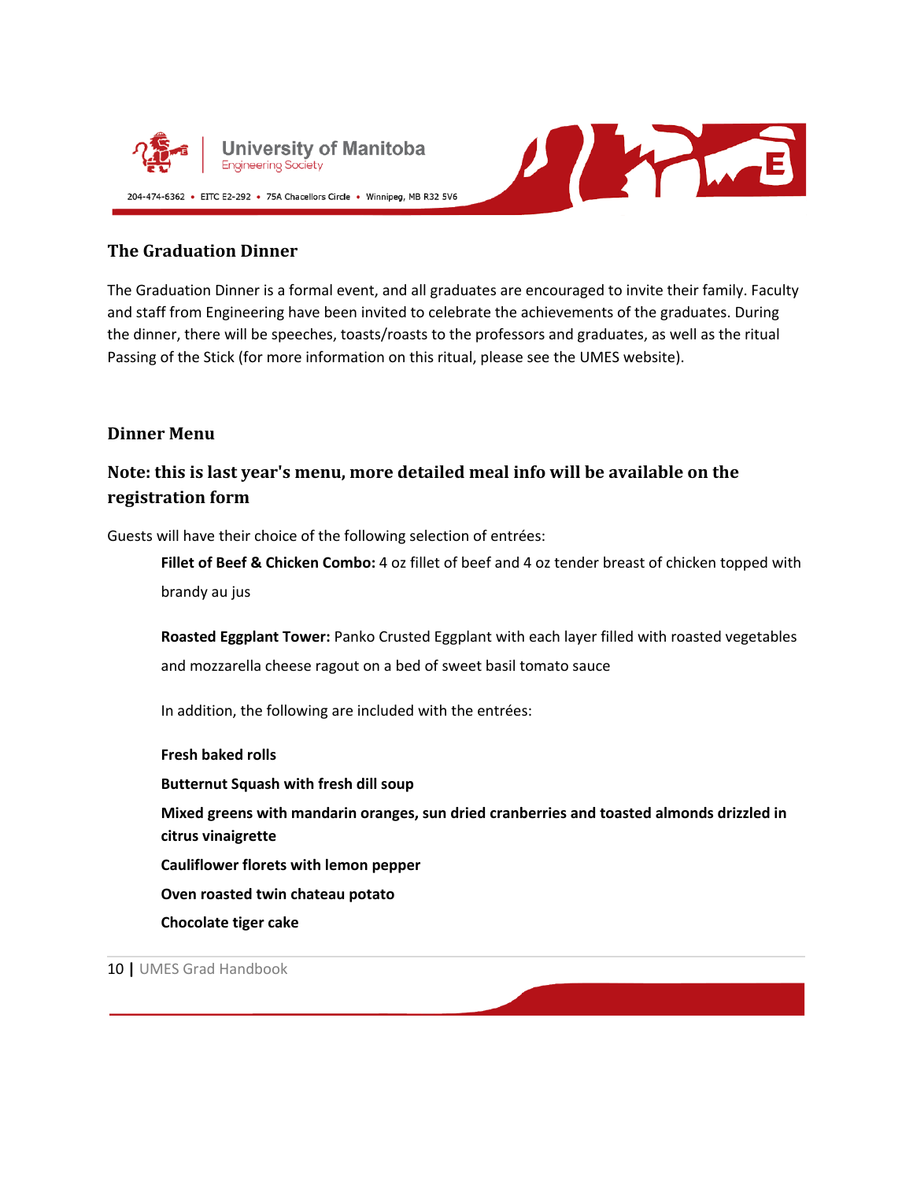## The Graduation Dinner

The Graduation Dinner is a formal event, and all graduates are encouraged to invite their family. Faculty and staff from Engineering have been invited to celebrate the achievements of the graduates. During the dinner, there will be speeches, toasts/roasts to the professors and graduates, as well as the ritual Passing of the Stick (for more information on this ritual, please see the UMES website).

## Dinner Menu

### Note: this is last year's menu, more detailed meal info will be available on the registration form

Guests will have their choice of the following selection of entrées:

**Fillet of Beef & Chicken Combo:** 4 oz fillet of beef and 4 oz tender breast of chicken topped with brandy au jus

**Roasted Eggplant Tower:** Panko Crusted Eggplant with each layer filled with roasted vegetables and mozzarella cheese ragout on a bed of sweet basil tomato sauce

In addition, the following are included with the entrées:

**Fresh baked rolls**

**Butternut Squash with fresh dill soup**

**Mixed greens with mandarin oranges, sun dried cranberries and toasted almonds drizzled in citrus vinaigrette**

**Cauliflower florets with lemon pepper**

**Oven roasted twin chateau potato**

**Chocolate tiger cake**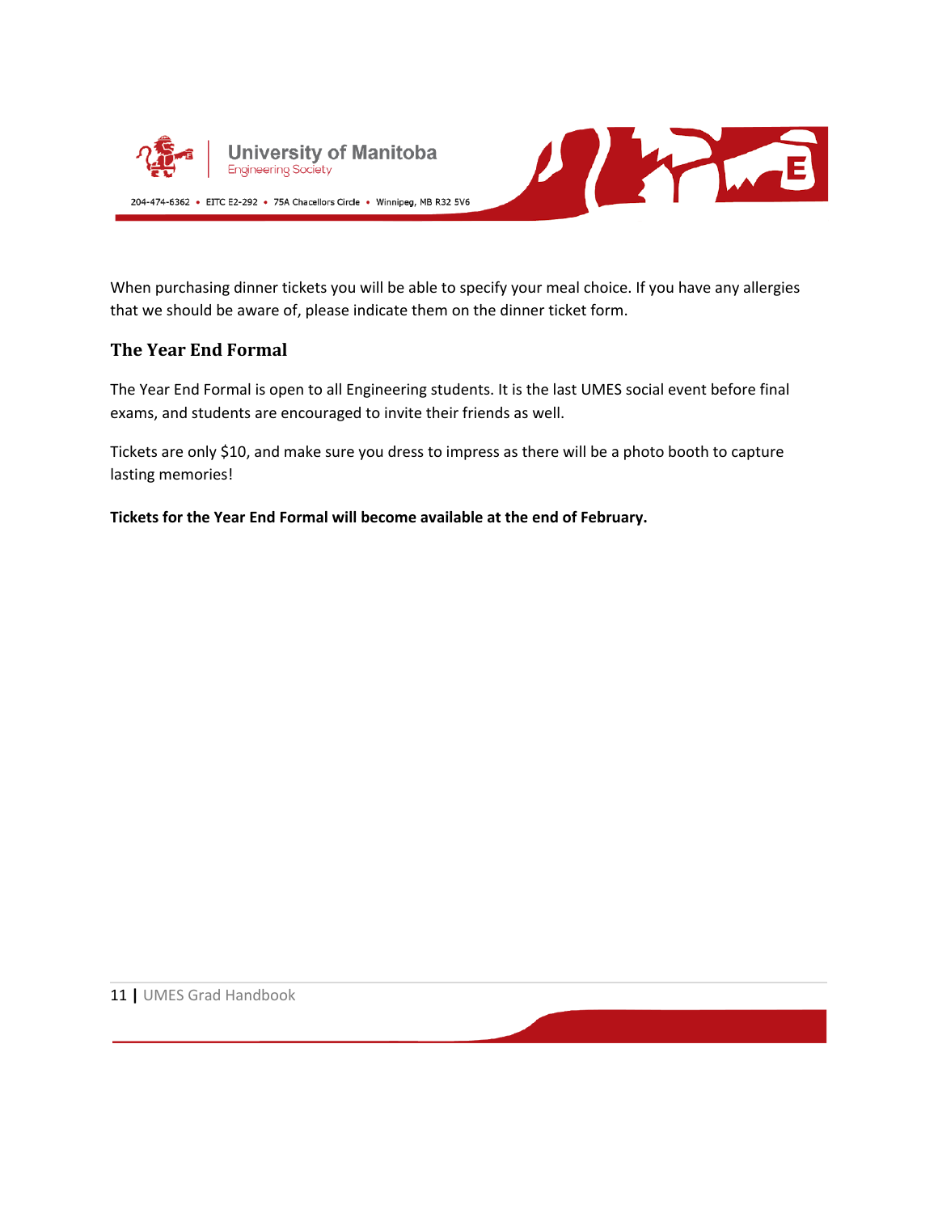When purchasing dinner tickets you will be able to specify your meal choice. If you have any allergies that we should be aware of, please indicate them on the dinner ticket form.

## The Year End Formal

The Year End Formal is open to all Engineering students. It is the last UMES social event before final exams, and students are encouraged to invite their friends as well.

Tickets are only $10, and make sure you dress to impress as there will be a photo booth to capture lasting memories!

**Tickets for the Year End Formal will become available at the end of February.**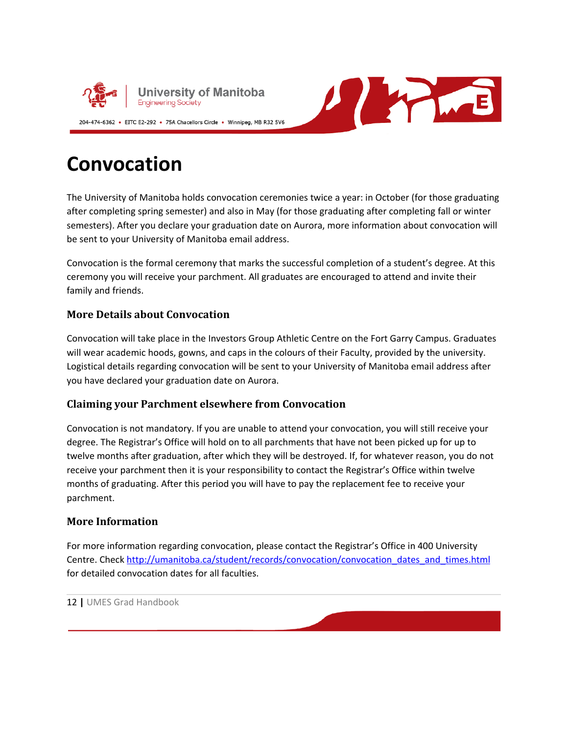# Convocation

The University of Manitoba holds convocation ceremonies twice a year: in October (for those graduating after completing spring semester) and also in May (for those graduating after completing fall or winter semesters). After you declare your graduation date on Aurora, more information about convocation will be sent to your University of Manitoba email address.

Convocation is the formal ceremony that marks the successful completion of a student's degree. At this ceremony you will receive your parchment. All graduates are encouraged to attend and invite their family and friends.

### More Details about Convocation

Convocation will take place in the Investors Group Athletic Centre on the Fort Garry Campus. Graduates will wear academic hoods, gowns, and caps in the colours of their Faculty, provided by the university. Logistical details regarding convocation will be sent to your University of Manitoba email address after you have declared your graduation date on Aurora.

### Claiming your Parchment elsewhere from Convocation

Convocation is not mandatory. If you are unable to attend your convocation, you will still receive your degree. The Registrar's Office will hold on to all parchments that have not been picked up for up to twelve months after graduation, after which they will be destroyed. If, for whatever reason, you do not receive your parchment then it is your responsibility to contact the Registrar's Office within twelve months of graduating. After this period you will have to pay the replacement fee to receive your parchment.

### More Information

For more information regarding convocation, please contact the Registrar's Office in 400 University Centre. Check http://umanitoba.ca/student/records/convocation/convocation_dates_and_times.html for detailed convocation dates for all faculties.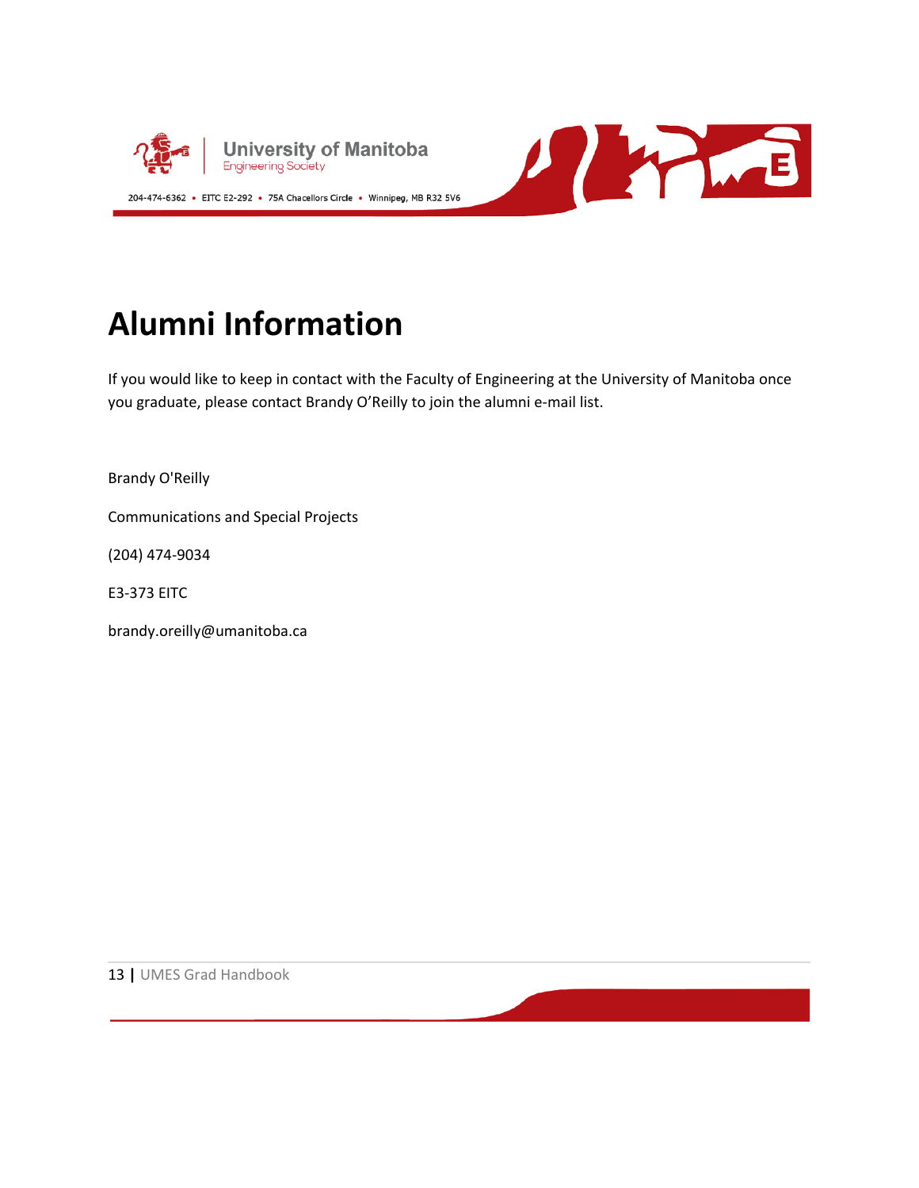# Alumni Information

If you would like to keep in contact with the Faculty of Engineering at the University of Manitoba once you graduate, please contact Brandy O'Reilly to join the alumni e-mail list.

Brandy O'Reilly

Communications and Special Projects

(204) 474-9034

E3-373 EITC

brandy.oreilly@umanitoba.ca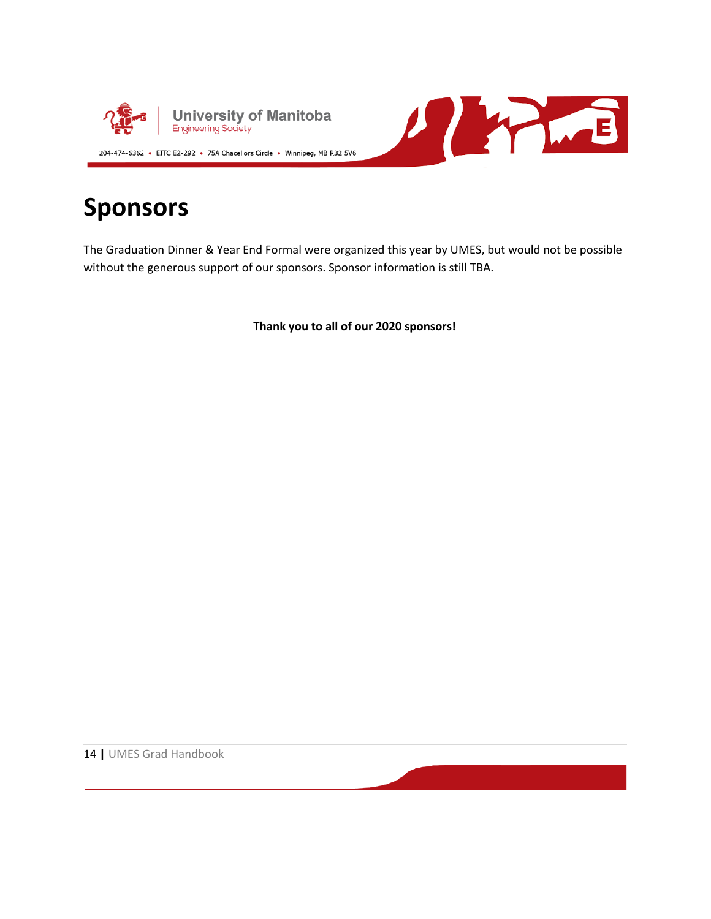# Sponsors

The Graduation Dinner & Year End Formal were organized this year by UMES, but would not be possible without the generous support of our sponsors. Sponsor information is still TBA.

**Thank you to all of our 2020 sponsors!**